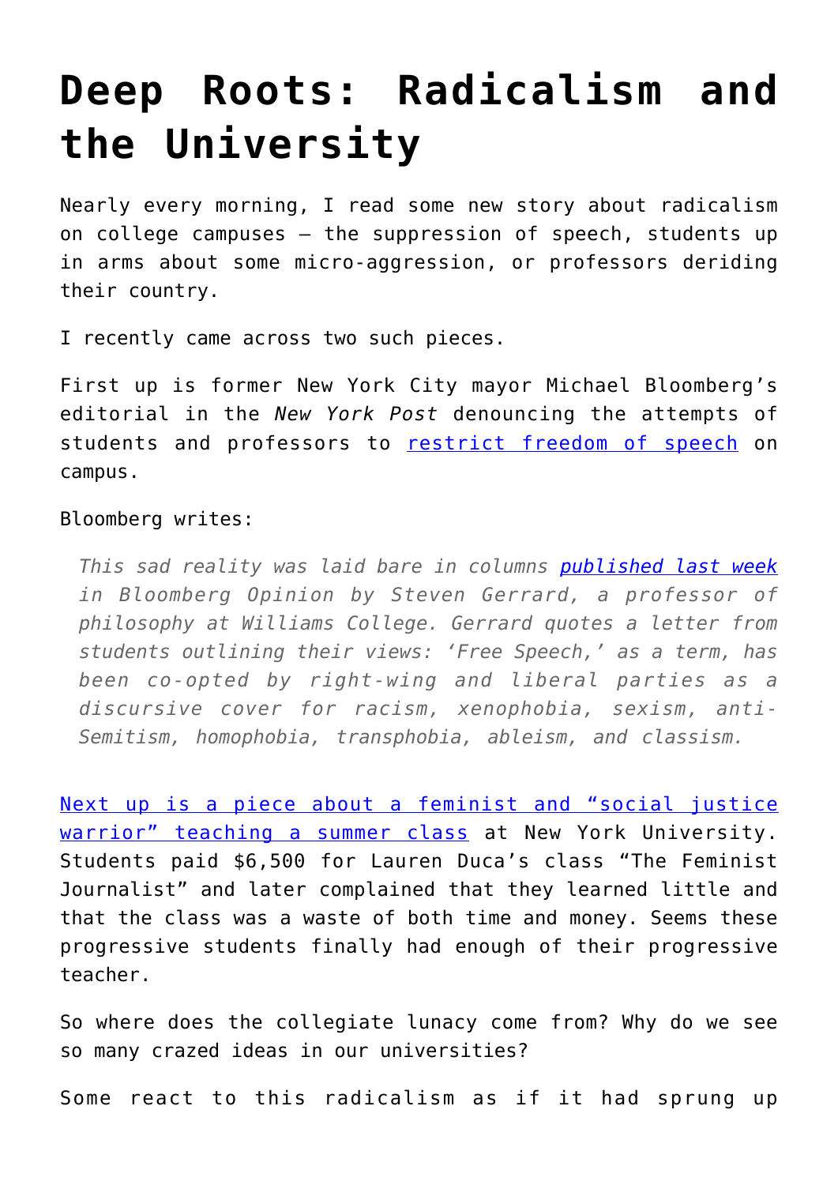# Deep Roots: Radicalism and the University

Nearly every morning, I read some new story about radicalism on college campuses – the suppression of speech, students up in arms about some micro-aggression, or professors deriding their country.

I recently came across two such pieces.

First up is former New York City mayor Michael Bloomberg's editorial in the *New York Post* denouncing the attempts of students and professors to restrict freedom of speech on campus.

Bloomberg writes:

> *This sad reality was laid bare in columns published last week in Bloomberg Opinion by Steven Gerrard, a professor of philosophy at Williams College. Gerrard quotes a letter from students outlining their views: 'Free Speech,' as a term, has been co-opted by right-wing and liberal parties as a discursive cover for racism, xenophobia, sexism, anti-Semitism, homophobia, transphobia, ableism, and classism.*

Next up is a piece about a feminist and "social justice warrior" teaching a summer class at New York University. Students paid $6,500 for Lauren Duca's class "The Feminist Journalist" and later complained that they learned little and that the class was a waste of both time and money. Seems these progressive students finally had enough of their progressive teacher.

So where does the collegiate lunacy come from? Why do we see so many crazed ideas in our universities?

Some react to this radicalism as if it had sprung up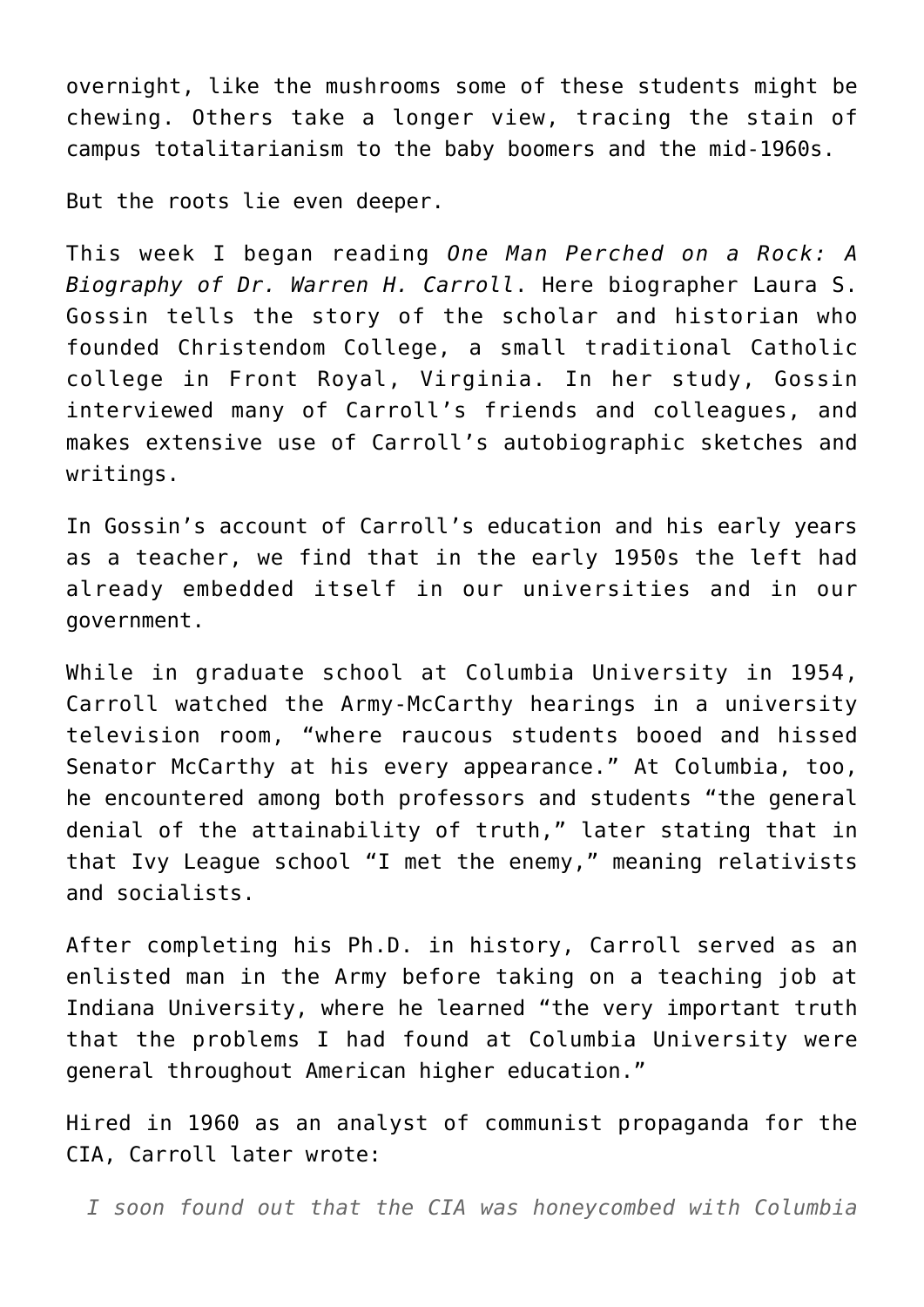overnight, like the mushrooms some of these students might be chewing. Others take a longer view, tracing the stain of campus totalitarianism to the baby boomers and the mid-1960s.

But the roots lie even deeper.

This week I began reading *One Man Perched on a Rock: A Biography of Dr. Warren H. Carroll*. Here biographer Laura S. Gossin tells the story of the scholar and historian who founded Christendom College, a small traditional Catholic college in Front Royal, Virginia. In her study, Gossin interviewed many of Carroll's friends and colleagues, and makes extensive use of Carroll's autobiographic sketches and writings.

In Gossin's account of Carroll's education and his early years as a teacher, we find that in the early 1950s the left had already embedded itself in our universities and in our government.

While in graduate school at Columbia University in 1954, Carroll watched the Army-McCarthy hearings in a university television room, "where raucous students booed and hissed Senator McCarthy at his every appearance." At Columbia, too, he encountered among both professors and students "the general denial of the attainability of truth," later stating that in that Ivy League school "I met the enemy," meaning relativists and socialists.

After completing his Ph.D. in history, Carroll served as an enlisted man in the Army before taking on a teaching job at Indiana University, where he learned "the very important truth that the problems I had found at Columbia University were general throughout American higher education."

Hired in 1960 as an analyst of communist propaganda for the CIA, Carroll later wrote:

> *I soon found out that the CIA was honeycombed with Columbia*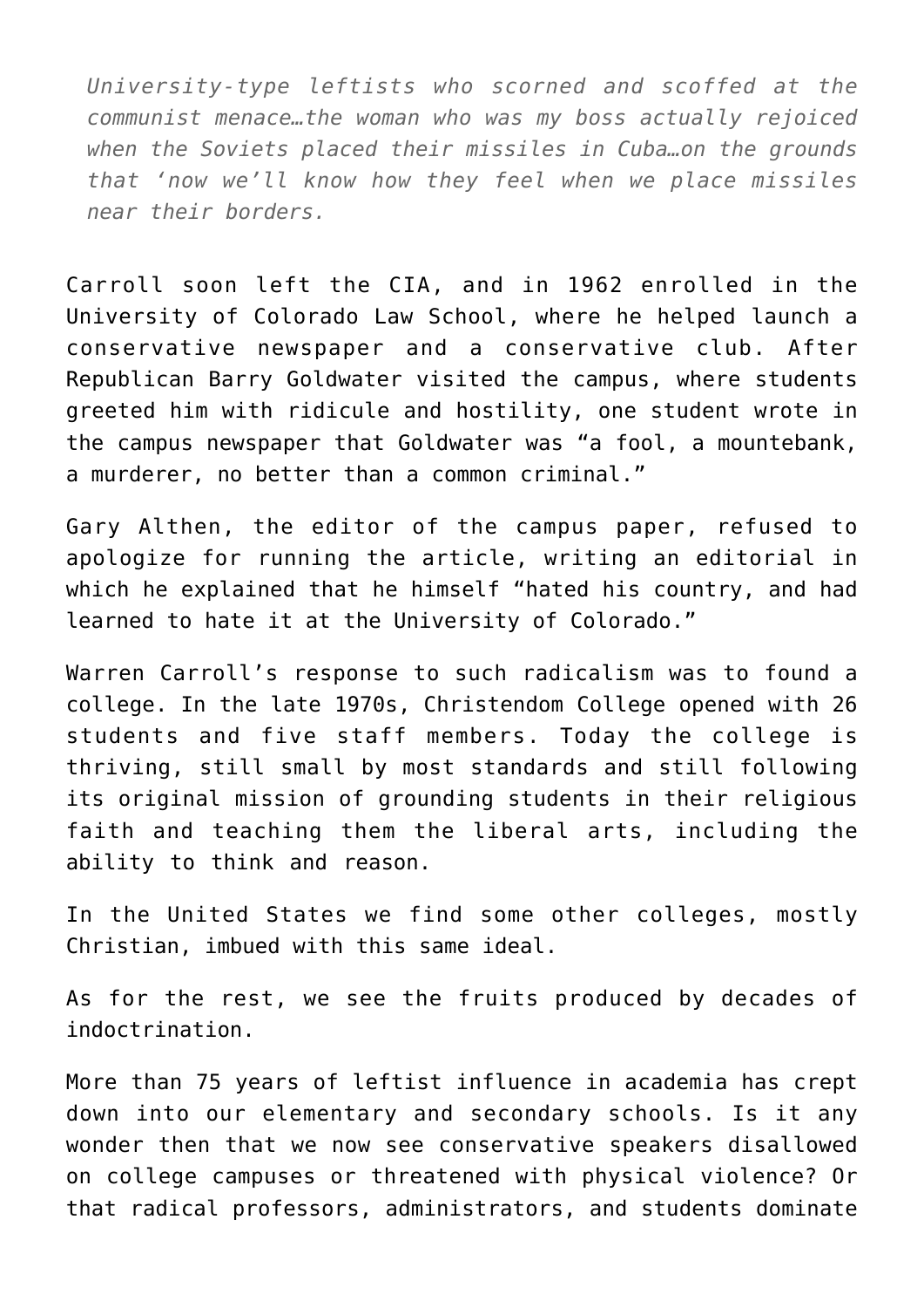> *University-type leftists who scorned and scoffed at the communist menace…the woman who was my boss actually rejoiced when the Soviets placed their missiles in Cuba…on the grounds that 'now we'll know how they feel when we place missiles near their borders.*

Carroll soon left the CIA, and in 1962 enrolled in the University of Colorado Law School, where he helped launch a conservative newspaper and a conservative club. After Republican Barry Goldwater visited the campus, where students greeted him with ridicule and hostility, one student wrote in the campus newspaper that Goldwater was "a fool, a mountebank, a murderer, no better than a common criminal."

Gary Althen, the editor of the campus paper, refused to apologize for running the article, writing an editorial in which he explained that he himself "hated his country, and had learned to hate it at the University of Colorado."

Warren Carroll's response to such radicalism was to found a college. In the late 1970s, Christendom College opened with 26 students and five staff members. Today the college is thriving, still small by most standards and still following its original mission of grounding students in their religious faith and teaching them the liberal arts, including the ability to think and reason.

In the United States we find some other colleges, mostly Christian, imbued with this same ideal.

As for the rest, we see the fruits produced by decades of indoctrination.

More than 75 years of leftist influence in academia has crept down into our elementary and secondary schools. Is it any wonder then that we now see conservative speakers disallowed on college campuses or threatened with physical violence? Or that radical professors, administrators, and students dominate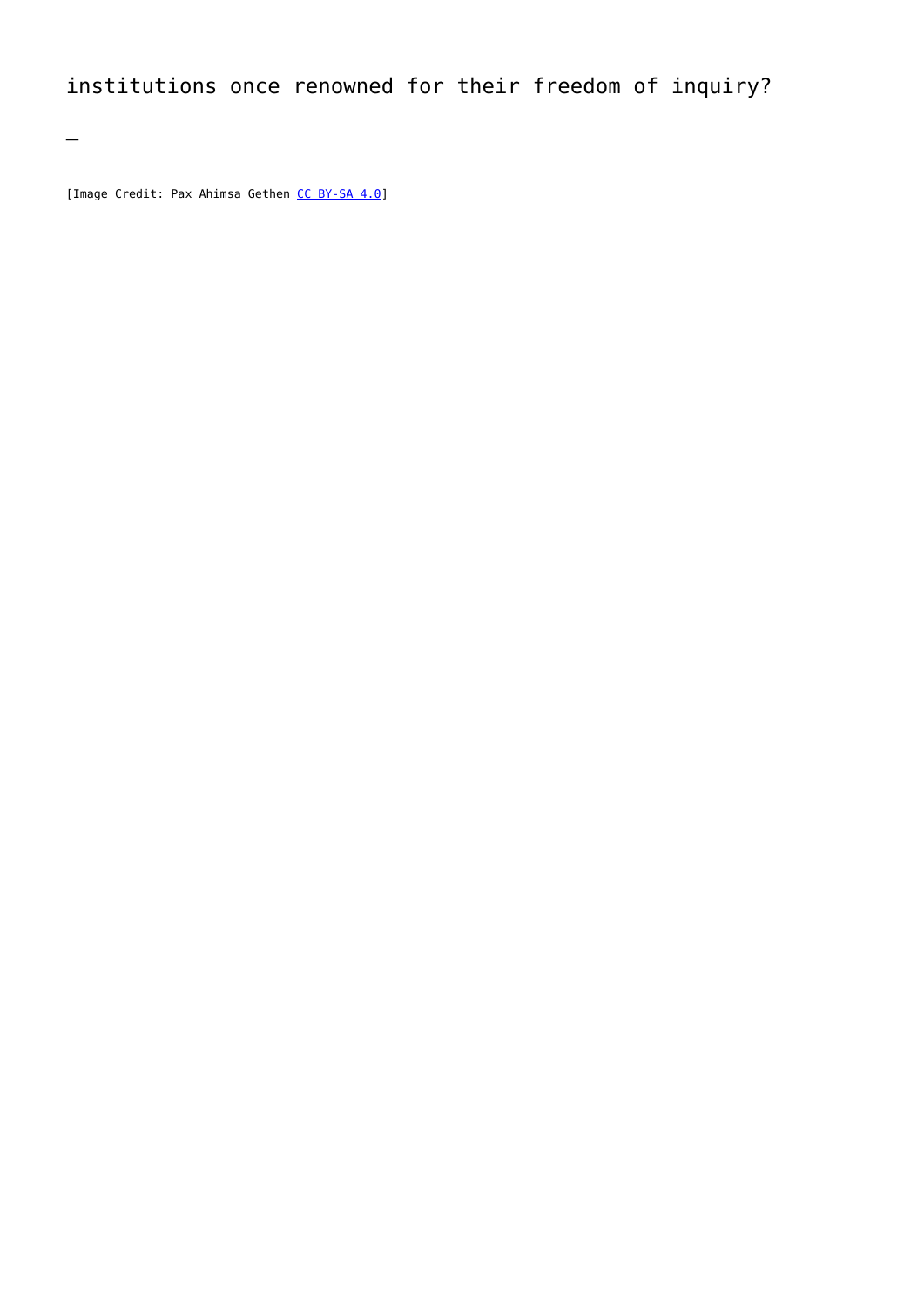institutions once renowned for their freedom of inquiry?

—

[Image Credit: Pax Ahimsa Gethen CC BY-SA 4.0]